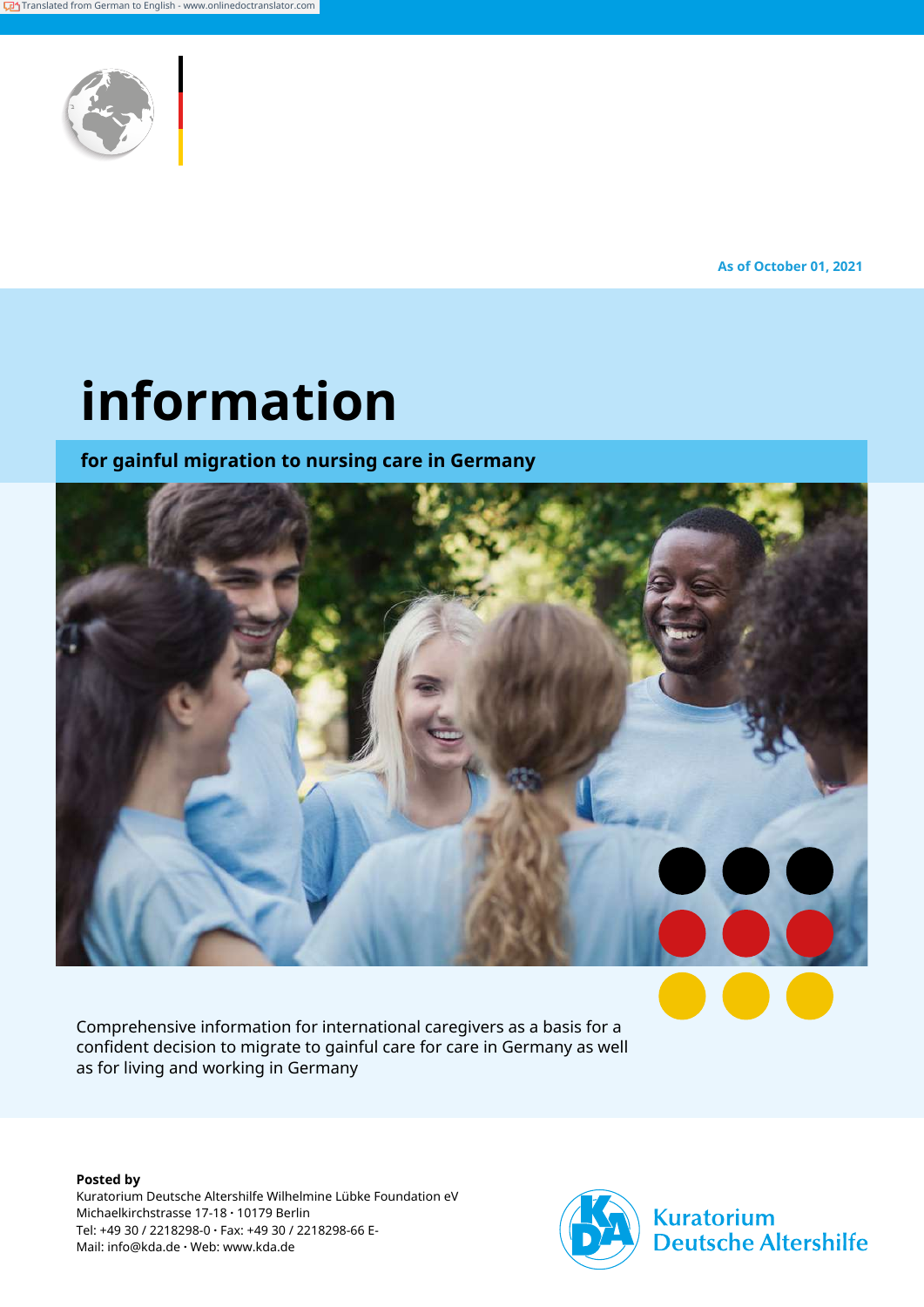Translated from German to English - www.onlinedoctranslator.com

As of October 01, 2021

# information

## for gainful migration to nursing care in Germany

Comprehensive information for international caregivers as a basis for a confident decision to migrate to gainful care for care in Germany as well as for living and working in Germany

**Posted by**
Kuratorium Deutsche Altershilfe Wilhelmine Lübke Foundation eV
Michaelkirchstrasse 17-18 · 10179 Berlin
Tel: +49 30 / 2218298-0 · Fax: +49 30 / 2218298-66 E-Mail: info@kda.de · Web: www.kda.de

Kuratorium Deutsche Altershilfe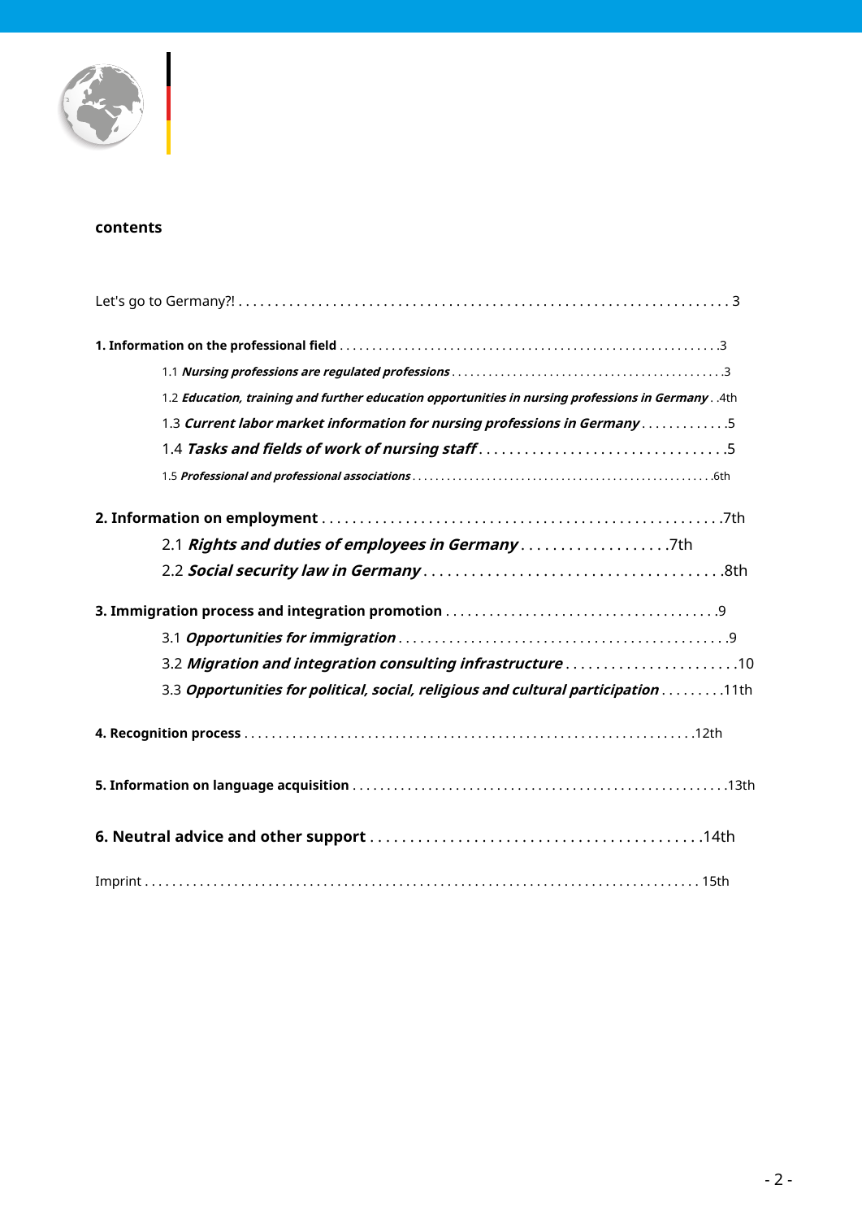## contents

Let's go to Germany?! . . . . . . . . . . . . . . . . . . . . . . . . . . . . . . . . . . . . . . . . . . . . . . . . . . . . . . . . . . . . . . . . . 3

**1. Information on the professional field** . . . . . . . . . . . . . . . . . . . . . . . . . . . . . . . . . . . . . . . . . . . . . . . . . . . . . . . .3

- 1.1 ***Nursing professions are regulated professions*** . . . . . . . . . . . . . . . . . . . . . . . . . . . . . . . . . . . . . . . . . . . .3
- 1.2 ***Education, training and further education opportunities in nursing professions in Germany*** . .4th
- 1.3 ***Current labor market information for nursing professions in Germany*** . . . . . . . . . . . .5
- 1.4 ***Tasks and fields of work of nursing staff*** . . . . . . . . . . . . . . . . . . . . . . . . . . . . . . . .5
- 1.5 ***Professional and professional associations*** . . . . . . . . . . . . . . . . . . . . . . . . . . . . . . . . . . . . . . . . . . . . . . . . . . . .6th

**2. Information on employment** . . . . . . . . . . . . . . . . . . . . . . . . . . . . . . . . . . . . . . . . . . . . . . . . . . .7th

- 2.1 ***Rights and duties of employees in Germany*** . . . . . . . . . . . . . . . . . . .7th
- 2.2 ***Social security law in Germany*** . . . . . . . . . . . . . . . . . . . . . . . . . . . . . . . . . . . . . .8th

**3. Immigration process and integration promotion** . . . . . . . . . . . . . . . . . . . . . . . . . . . . . . . . . . . . .9

- 3.1 ***Opportunities for immigration*** . . . . . . . . . . . . . . . . . . . . . . . . . . . . . . . . . . . . . . . . . . . . .9
- 3.2 ***Migration and integration consulting infrastructure*** . . . . . . . . . . . . . . . . . . . . . . .10
- 3.3 ***Opportunities for political, social, religious and cultural participation*** . . . . . . . . .11th

**4. Recognition process** . . . . . . . . . . . . . . . . . . . . . . . . . . . . . . . . . . . . . . . . . . . . . . . . . . . . . . . . . . . . . . . .12th

**5. Information on language acquisition** . . . . . . . . . . . . . . . . . . . . . . . . . . . . . . . . . . . . . . . . . . . . . . . . . . . . .13th

**6. Neutral advice and other support** . . . . . . . . . . . . . . . . . . . . . . . . . . . . . . . . . . . . . . . . .14th

Imprint . . . . . . . . . . . . . . . . . . . . . . . . . . . . . . . . . . . . . . . . . . . . . . . . . . . . . . . . . . . . . . . . . . . . . . . . . . . . . 15th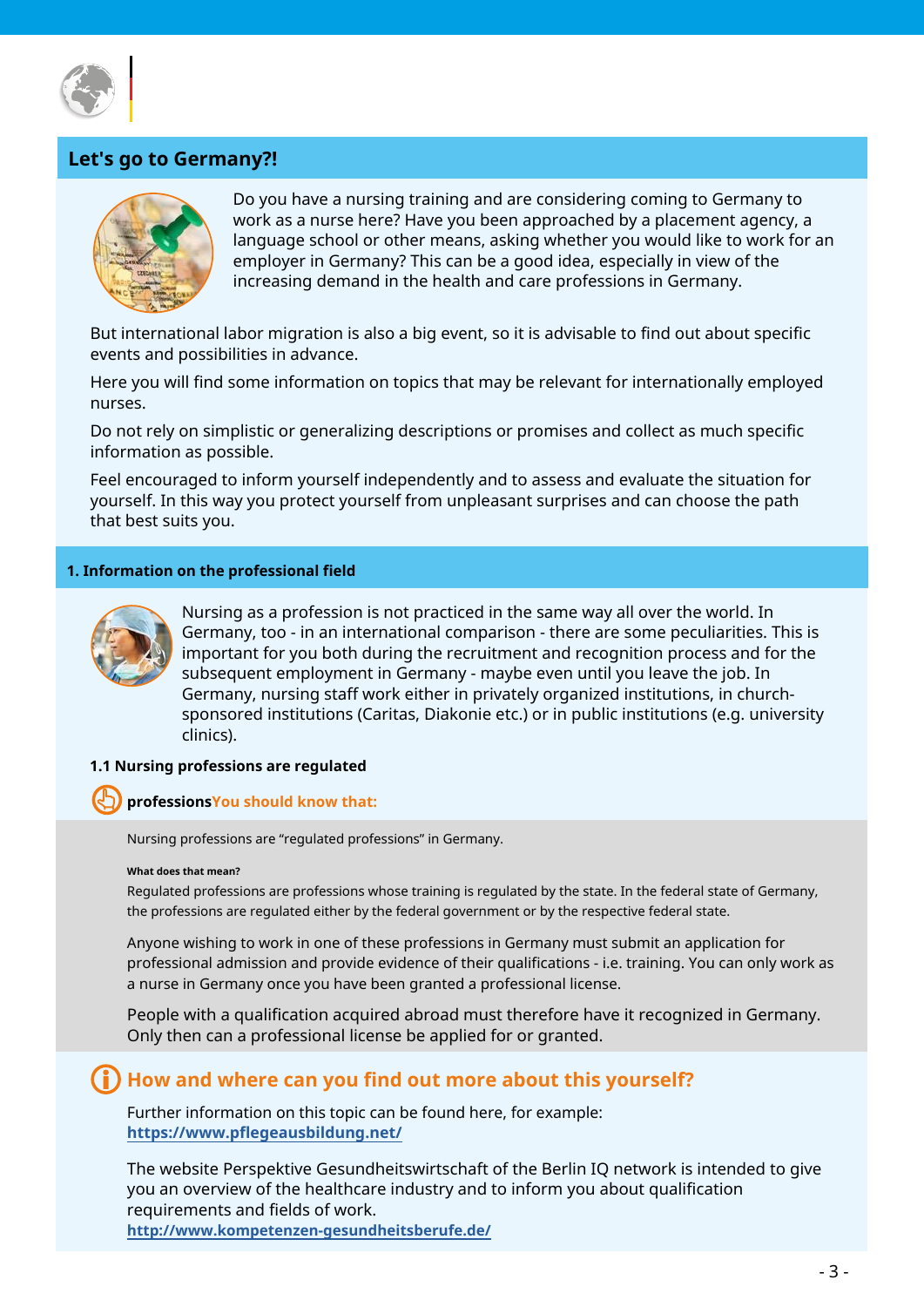## Let's go to Germany?!

Do you have a nursing training and are considering coming to Germany to work as a nurse here? Have you been approached by a placement agency, a language school or other means, asking whether you would like to work for an employer in Germany? This can be a good idea, especially in view of the increasing demand in the health and care professions in Germany.

But international labor migration is also a big event, so it is advisable to find out about specific events and possibilities in advance.

Here you will find some information on topics that may be relevant for internationally employed nurses.

Do not rely on simplistic or generalizing descriptions or promises and collect as much specific information as possible.

Feel encouraged to inform yourself independently and to assess and evaluate the situation for yourself. In this way you protect yourself from unpleasant surprises and can choose the path that best suits you.

### 1. Information on the professional field

Nursing as a profession is not practiced in the same way all over the world. In Germany, too - in an international comparison - there are some peculiarities. This is important for you both during the recruitment and recognition process and for the subsequent employment in Germany - maybe even until you leave the job. In Germany, nursing staff work either in privately organized institutions, in church-sponsored institutions (Caritas, Diakonie etc.) or in public institutions (e.g. university clinics).

#### 1.1 Nursing professions are regulated

**professions**You should know that:

Nursing professions are "regulated professions" in Germany.

**What does that mean?**

Regulated professions are professions whose training is regulated by the state. In the federal state of Germany, the professions are regulated either by the federal government or by the respective federal state.

Anyone wishing to work in one of these professions in Germany must submit an application for professional admission and provide evidence of their qualifications - i.e. training. You can only work as a nurse in Germany once you have been granted a professional license.

People with a qualification acquired abroad must therefore have it recognized in Germany. Only then can a professional license be applied for or granted.

### How and where can you find out more about this yourself?

Further information on this topic can be found here, for example:
**https://www.pflegeausbildung.net/**

The website Perspektive Gesundheitswirtschaft of the Berlin IQ network is intended to give you an overview of the healthcare industry and to inform you about qualification requirements and fields of work.
**http://www.kompetenzen-gesundheitsberufe.de/**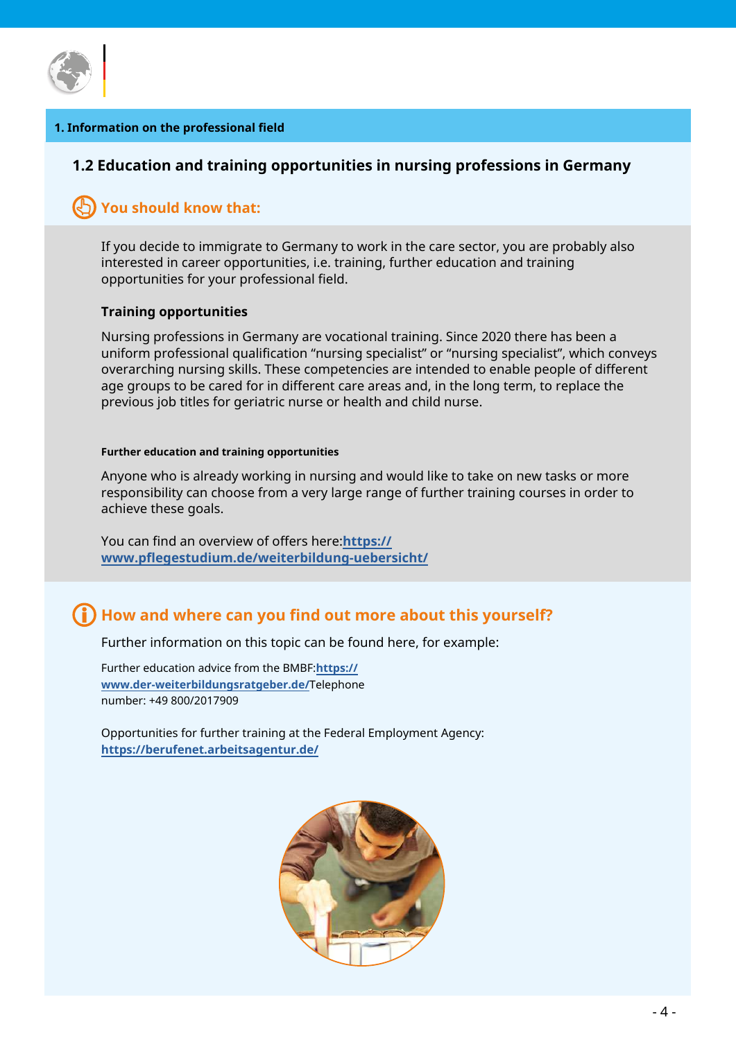**1. Information on the professional field**

## 1.2 Education and training opportunities in nursing professions in Germany

### You should know that:

If you decide to immigrate to Germany to work in the care sector, you are probably also interested in career opportunities, i.e. training, further education and training opportunities for your professional field.

**Training opportunities**

Nursing professions in Germany are vocational training. Since 2020 there has been a uniform professional qualification "nursing specialist" or "nursing specialist", which conveys overarching nursing skills. These competencies are intended to enable people of different age groups to be cared for in different care areas and, in the long term, to replace the previous job titles for geriatric nurse or health and child nurse.

**Further education and training opportunities**

Anyone who is already working in nursing and would like to take on new tasks or more responsibility can choose from a very large range of further training courses in order to achieve these goals.

You can find an overview of offers here:**https://www.pflegestudium.de/weiterbildung-uebersicht/**

### How and where can you find out more about this yourself?

Further information on this topic can be found here, for example:

Further education advice from the BMBF:**https://www.der-weiterbildungsratgeber.de/**Telephone number: +49 800/2017909

Opportunities for further training at the Federal Employment Agency: **https://berufenet.arbeitsagentur.de/**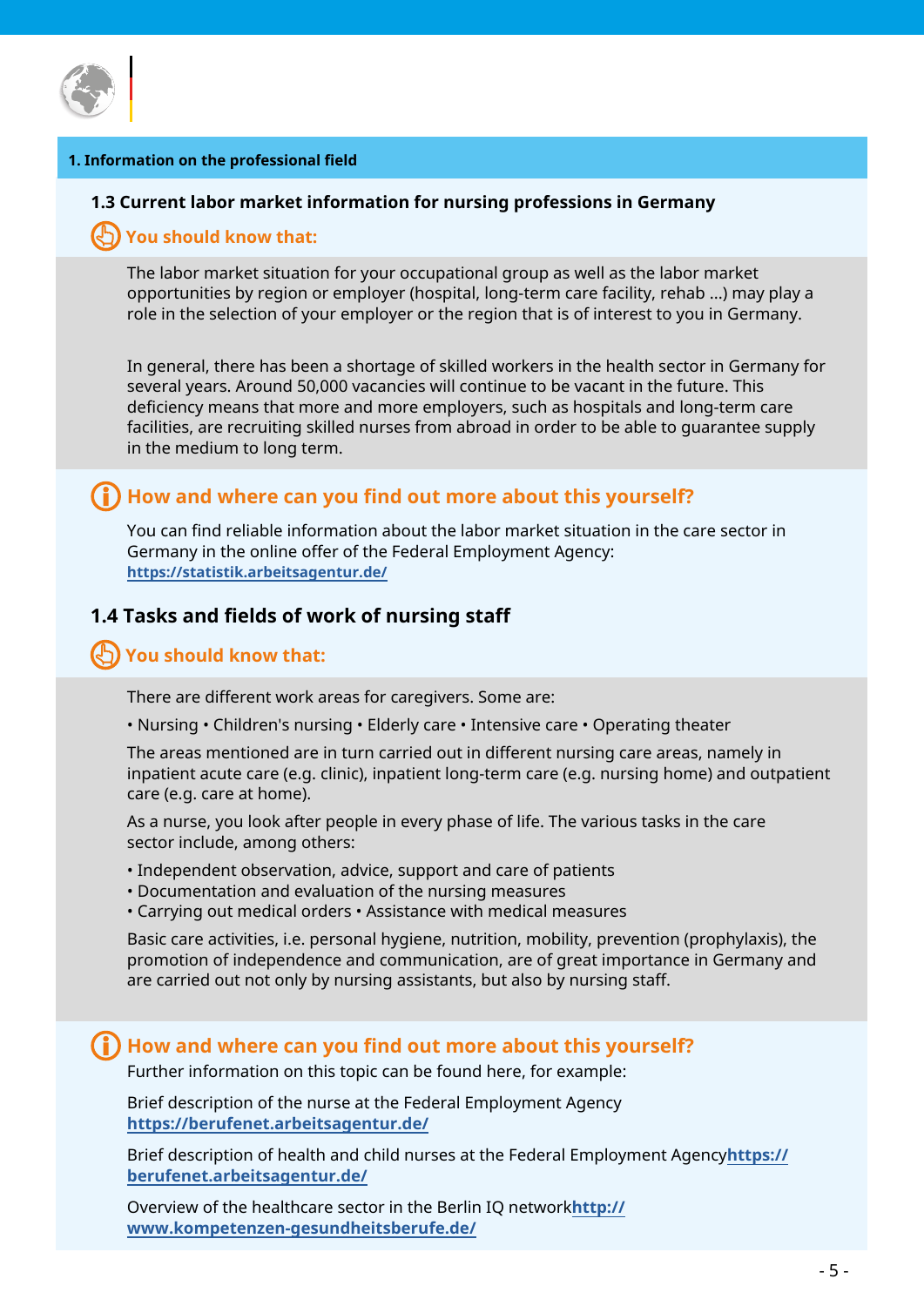## 1. Information on the professional field

### 1.3 Current labor market information for nursing professions in Germany

**You should know that:**

The labor market situation for your occupational group as well as the labor market opportunities by region or employer (hospital, long-term care facility, rehab ...) may play a role in the selection of your employer or the region that is of interest to you in Germany.

In general, there has been a shortage of skilled workers in the health sector in Germany for several years. Around 50,000 vacancies will continue to be vacant in the future. This deficiency means that more and more employers, such as hospitals and long-term care facilities, are recruiting skilled nurses from abroad in order to be able to guarantee supply in the medium to long term.

**How and where can you find out more about this yourself?**

You can find reliable information about the labor market situation in the care sector in Germany in the online offer of the Federal Employment Agency:
**https://statistik.arbeitsagentur.de/**

### 1.4 Tasks and fields of work of nursing staff

**You should know that:**

There are different work areas for caregivers. Some are:

• Nursing • Children's nursing • Elderly care • Intensive care • Operating theater

The areas mentioned are in turn carried out in different nursing care areas, namely in inpatient acute care (e.g. clinic), inpatient long-term care (e.g. nursing home) and outpatient care (e.g. care at home).

As a nurse, you look after people in every phase of life. The various tasks in the care sector include, among others:

- Independent observation, advice, support and care of patients
- Documentation and evaluation of the nursing measures
- Carrying out medical orders • Assistance with medical measures

Basic care activities, i.e. personal hygiene, nutrition, mobility, prevention (prophylaxis), the promotion of independence and communication, are of great importance in Germany and are carried out not only by nursing assistants, but also by nursing staff.

**How and where can you find out more about this yourself?**

Further information on this topic can be found here, for example:

Brief description of the nurse at the Federal Employment Agency
**https://berufenet.arbeitsagentur.de/**

Brief description of health and child nurses at the Federal Employment Agency**https://berufenet.arbeitsagentur.de/**

Overview of the healthcare sector in the Berlin IQ network**http://www.kompetenzen-gesundheitsberufe.de/**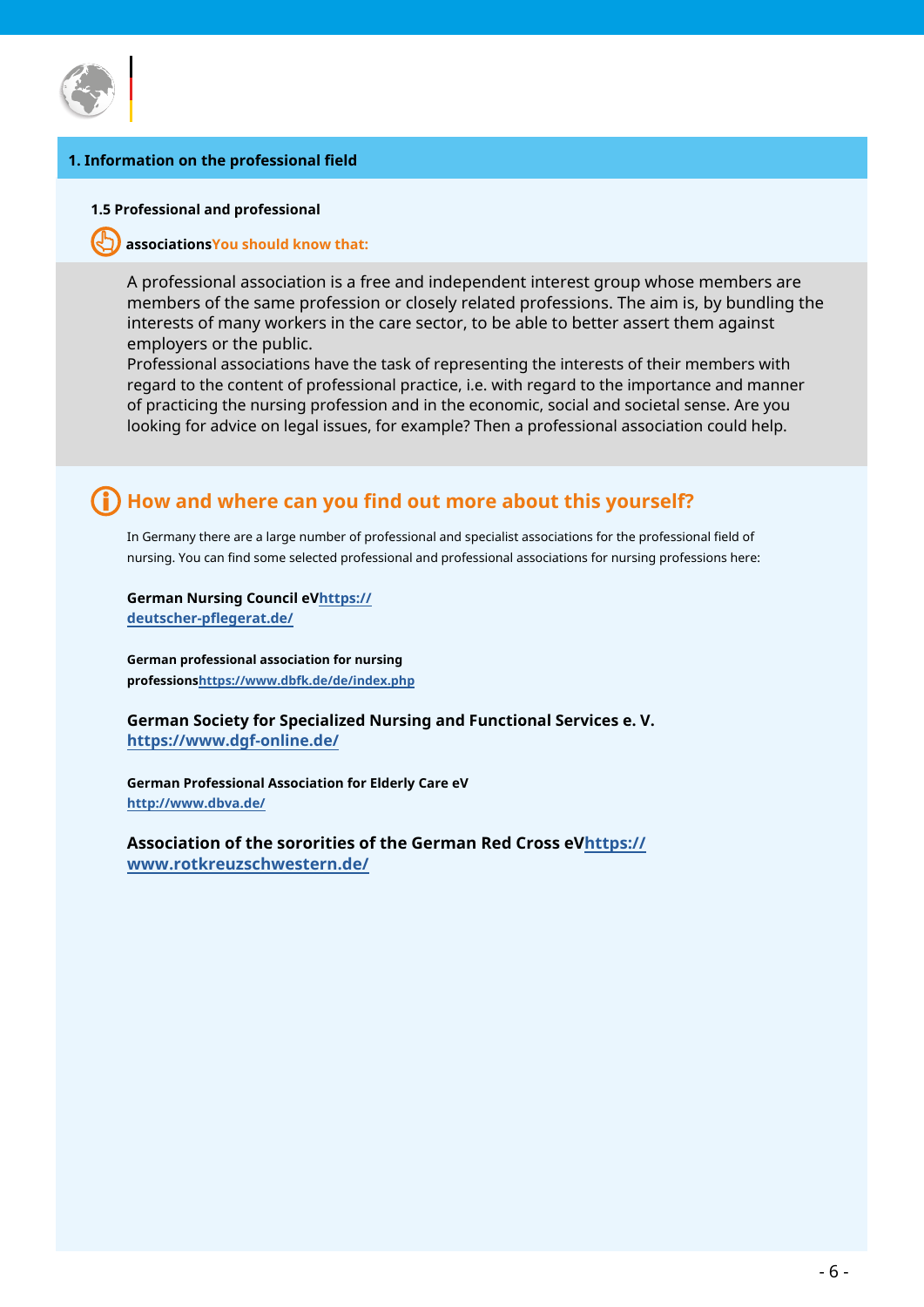## 1. Information on the professional field

### 1.5 Professional and professional associations

**You should know that:**

A professional association is a free and independent interest group whose members are members of the same profession or closely related professions. The aim is, by bundling the interests of many workers in the care sector, to be able to better assert them against employers or the public.
Professional associations have the task of representing the interests of their members with regard to the content of professional practice, i.e. with regard to the importance and manner of practicing the nursing profession and in the economic, social and societal sense. Are you looking for advice on legal issues, for example? Then a professional association could help.

## How and where can you find out more about this yourself?

In Germany there are a large number of professional and specialist associations for the professional field of nursing. You can find some selected professional and professional associations for nursing professions here:

**German Nursing Council eV** https://deutscher-pflegerat.de/

**German professional association for nursing professions** https://www.dbfk.de/de/index.php

**German Society for Specialized Nursing and Functional Services e. V.**
https://www.dgf-online.de/

**German Professional Association for Elderly Care eV**
http://www.dbva.de/

**Association of the sororities of the German Red Cross eV** https://www.rotkreuzschwestern.de/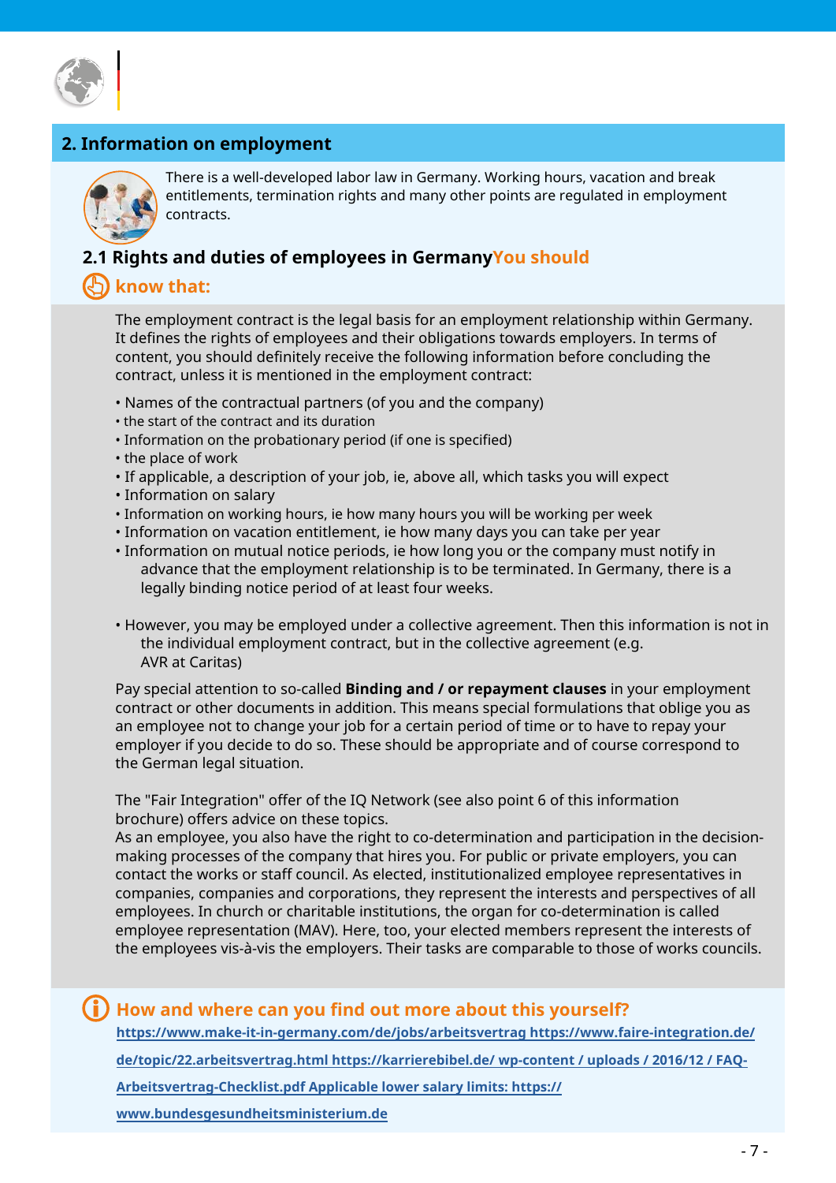## 2. Information on employment

There is a well-developed labor law in Germany. Working hours, vacation and break entitlements, termination rights and many other points are regulated in employment contracts.

### 2.1 Rights and duties of employees in Germany

**You should know that:**

The employment contract is the legal basis for an employment relationship within Germany. It defines the rights of employees and their obligations towards employers. In terms of content, you should definitely receive the following information before concluding the contract, unless it is mentioned in the employment contract:

- Names of the contractual partners (of you and the company)
- the start of the contract and its duration
- Information on the probationary period (if one is specified)
- the place of work
- If applicable, a description of your job, ie, above all, which tasks you will expect
- Information on salary
- Information on working hours, ie how many hours you will be working per week
- Information on vacation entitlement, ie how many days you can take per year
- Information on mutual notice periods, ie how long you or the company must notify in advance that the employment relationship is to be terminated. In Germany, there is a legally binding notice period of at least four weeks.

- However, you may be employed under a collective agreement. Then this information is not in the individual employment contract, but in the collective agreement (e.g. AVR at Caritas)

Pay special attention to so-called **Binding and / or repayment clauses** in your employment contract or other documents in addition. This means special formulations that oblige you as an employee not to change your job for a certain period of time or to have to repay your employer if you decide to do so. These should be appropriate and of course correspond to the German legal situation.

The "Fair Integration" offer of the IQ Network (see also point 6 of this information brochure) offers advice on these topics.
As an employee, you also have the right to co-determination and participation in the decision-making processes of the company that hires you. For public or private employers, you can contact the works or staff council. As elected, institutionalized employee representatives in companies, companies and corporations, they represent the interests and perspectives of all employees. In church or charitable institutions, the organ for co-determination is called employee representation (MAV). Here, too, your elected members represent the interests of the employees vis-à-vis the employers. Their tasks are comparable to those of works councils.

**How and where can you find out more about this yourself?**

https://www.make-it-in-germany.com/de/jobs/arbeitsvertrag https://www.faire-integration.de/de/topic/22.arbeitsvertrag.html https://karrierebibel.de/ wp-content / uploads / 2016/12 / FAQ-Arbeitsvertrag-Checklist.pdf Applicable lower salary limits: https://www.bundesgesundheitsministerium.de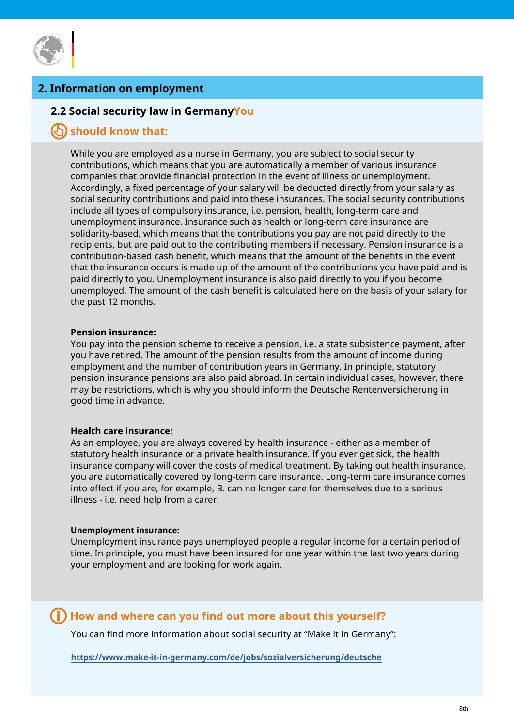## 2. Information on employment

### 2.2 Social security law in Germany

### You should know that:

While you are employed as a nurse in Germany, you are subject to social security contributions, which means that you are automatically a member of various insurance companies that provide financial protection in the event of illness or unemployment. Accordingly, a fixed percentage of your salary will be deducted directly from your salary as social security contributions and paid into these insurances. The social security contributions include all types of compulsory insurance, i.e. pension, health, long-term care and unemployment insurance. Insurance such as health or long-term care insurance are solidarity-based, which means that the contributions you pay are not paid directly to the recipients, but are paid out to the contributing members if necessary. Pension insurance is a contribution-based cash benefit, which means that the amount of the benefits in the event that the insurance occurs is made up of the amount of the contributions you have paid and is paid directly to you. Unemployment insurance is also paid directly to you if you become unemployed. The amount of the cash benefit is calculated here on the basis of your salary for the past 12 months.

**Pension insurance:**
You pay into the pension scheme to receive a pension, i.e. a state subsistence payment, after you have retired. The amount of the pension results from the amount of income during employment and the number of contribution years in Germany. In principle, statutory pension insurance pensions are also paid abroad. In certain individual cases, however, there may be restrictions, which is why you should inform the Deutsche Rentenversicherung in good time in advance.

**Health care insurance:**
As an employee, you are always covered by health insurance - either as a member of statutory health insurance or a private health insurance. If you ever get sick, the health insurance company will cover the costs of medical treatment. By taking out health insurance, you are automatically covered by long-term care insurance. Long-term care insurance comes into effect if you are, for example, B. can no longer care for themselves due to a serious illness - i.e. need help from a carer.

**Unemployment insurance:**
Unemployment insurance pays unemployed people a regular income for a certain period of time. In principle, you must have been insured for one year within the last two years during your employment and are looking for work again.

### How and where can you find out more about this yourself?

You can find more information about social security at “Make it in Germany”:

https://www.make-it-in-germany.com/de/jobs/sozialversicherung/deutsche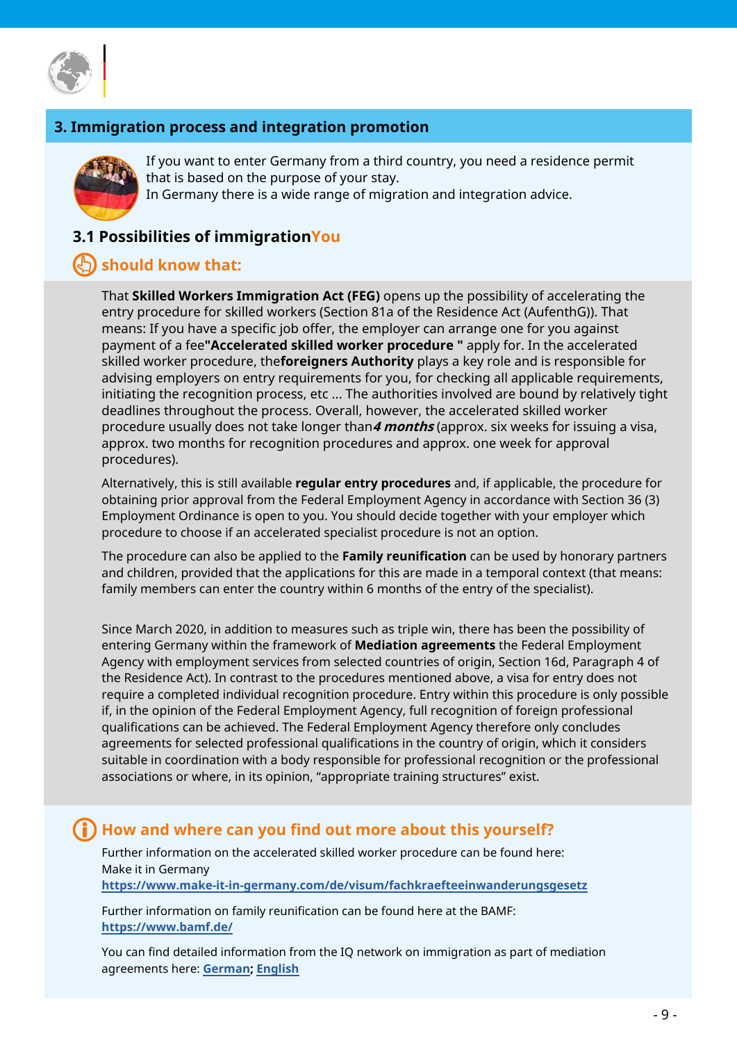## 3. Immigration process and integration promotion

If you want to enter Germany from a third country, you need a residence permit that is based on the purpose of your stay.
In Germany there is a wide range of migration and integration advice.

### 3.1 Possibilities of immigrationYou

### should know that:

That **Skilled Workers Immigration Act (FEG)** opens up the possibility of accelerating the entry procedure for skilled workers (Section 81a of the Residence Act (AufenthG)). That means: If you have a specific job offer, the employer can arrange one for you against payment of a fee**"Accelerated skilled worker procedure "** apply for. In the accelerated skilled worker procedure, the**foreigners Authority** plays a key role and is responsible for advising employers on entry requirements for you, for checking all applicable requirements, initiating the recognition process, etc ... The authorities involved are bound by relatively tight deadlines throughout the process. Overall, however, the accelerated skilled worker procedure usually does not take longer than***4 months*** (approx. six weeks for issuing a visa, approx. two months for recognition procedures and approx. one week for approval procedures).

Alternatively, this is still available **regular entry procedures** and, if applicable, the procedure for obtaining prior approval from the Federal Employment Agency in accordance with Section 36 (3) Employment Ordinance is open to you. You should decide together with your employer which procedure to choose if an accelerated specialist procedure is not an option.

The procedure can also be applied to the **Family reunification** can be used by honorary partners and children, provided that the applications for this are made in a temporal context (that means: family members can enter the country within 6 months of the entry of the specialist).

Since March 2020, in addition to measures such as triple win, there has been the possibility of entering Germany within the framework of **Mediation agreements** the Federal Employment Agency with employment services from selected countries of origin, Section 16d, Paragraph 4 of the Residence Act). In contrast to the procedures mentioned above, a visa for entry does not require a completed individual recognition procedure. Entry within this procedure is only possible if, in the opinion of the Federal Employment Agency, full recognition of foreign professional qualifications can be achieved. The Federal Employment Agency therefore only concludes agreements for selected professional qualifications in the country of origin, which it considers suitable in coordination with a body responsible for professional recognition or the professional associations or where, in its opinion, “appropriate training structures” exist.

### How and where can you find out more about this yourself?

Further information on the accelerated skilled worker procedure can be found here:
Make it in Germany
**https://www.make-it-in-germany.com/de/visum/fachkraefteeinwanderungsgesetz**

Further information on family reunification can be found here at the BAMF:
**https://www.bamf.de/**

You can find detailed information from the IQ network on immigration as part of mediation agreements here: **German**; **English**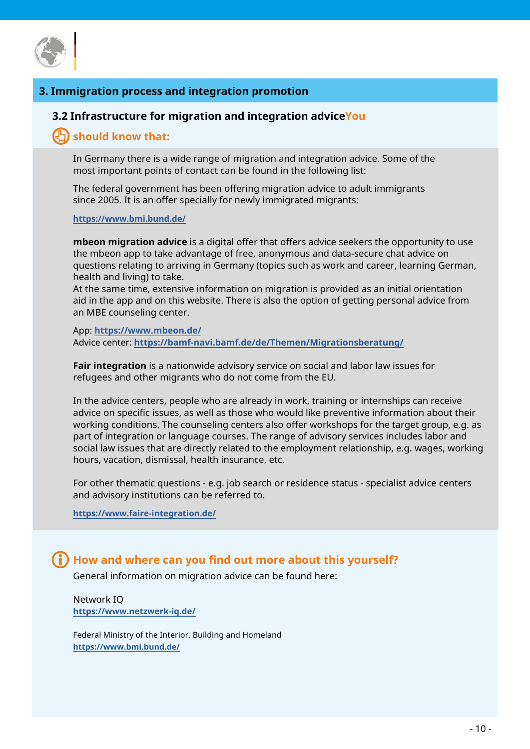## 3. Immigration process and integration promotion

### 3.2 Infrastructure for migration and integration advice

**You should know that:**

In Germany there is a wide range of migration and integration advice. Some of the most important points of contact can be found in the following list:

The federal government has been offering migration advice to adult immigrants since 2005. It is an offer specially for newly immigrated migrants:

https://www.bmi.bund.de/

**mbeon migration advice** is a digital offer that offers advice seekers the opportunity to use the mbeon app to take advantage of free, anonymous and data-secure chat advice on questions relating to arriving in Germany (topics such as work and career, learning German, health and living) to take.
At the same time, extensive information on migration is provided as an initial orientation aid in the app and on this website. There is also the option of getting personal advice from an MBE counseling center.

App: https://www.mbeon.de/
Advice center: https://bamf-navi.bamf.de/de/Themen/Migrationsberatung/

**Fair integration** is a nationwide advisory service on social and labor law issues for refugees and other migrants who do not come from the EU.

In the advice centers, people who are already in work, training or internships can receive advice on specific issues, as well as those who would like preventive information about their working conditions. The counseling centers also offer workshops for the target group, e.g. as part of integration or language courses. The range of advisory services includes labor and social law issues that are directly related to the employment relationship, e.g. wages, working hours, vacation, dismissal, health insurance, etc.

For other thematic questions - e.g. job search or residence status - specialist advice centers and advisory institutions can be referred to.

https://www.faire-integration.de/

**How and where can you find out more about this yourself?**

General information on migration advice can be found here:

Network IQ
https://www.netzwerk-iq.de/

Federal Ministry of the Interior, Building and Homeland
https://www.bmi.bund.de/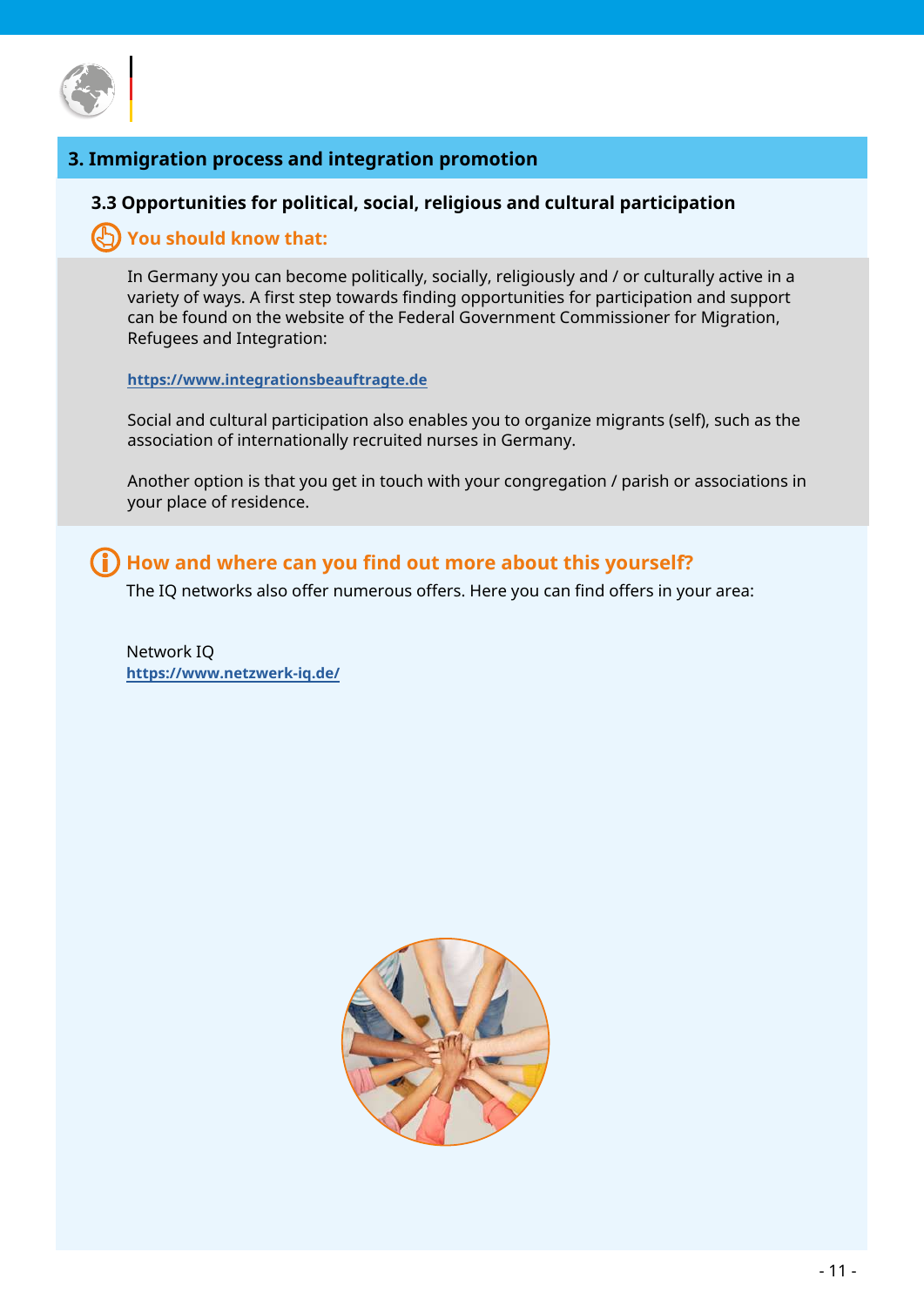## 3. Immigration process and integration promotion

### 3.3 Opportunities for political, social, religious and cultural participation

**You should know that:**

In Germany you can become politically, socially, religiously and / or culturally active in a variety of ways. A first step towards finding opportunities for participation and support can be found on the website of the Federal Government Commissioner for Migration, Refugees and Integration:

**https://www.integrationsbeauftragte.de**

Social and cultural participation also enables you to organize migrants (self), such as the association of internationally recruited nurses in Germany.

Another option is that you get in touch with your congregation / parish or associations in your place of residence.

**How and where can you find out more about this yourself?**

The IQ networks also offer numerous offers. Here you can find offers in your area:

Network IQ
**https://www.netzwerk-iq.de/**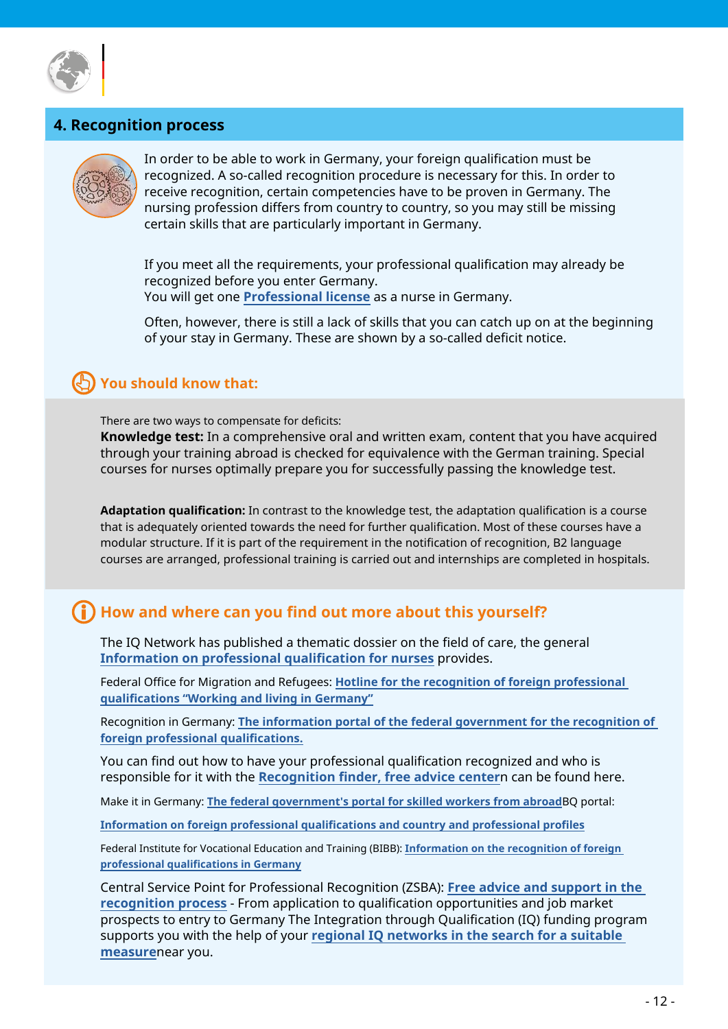## 4. Recognition process

In order to be able to work in Germany, your foreign qualification must be recognized. A so-called recognition procedure is necessary for this. In order to receive recognition, certain competencies have to be proven in Germany. The nursing profession differs from country to country, so you may still be missing certain skills that are particularly important in Germany.

If you meet all the requirements, your professional qualification may already be recognized before you enter Germany.
You will get one **Professional license** as a nurse in Germany.

Often, however, there is still a lack of skills that you can catch up on at the beginning of your stay in Germany. These are shown by a so-called deficit notice.

### You should know that:

There are two ways to compensate for deficits:
**Knowledge test:** In a comprehensive oral and written exam, content that you have acquired through your training abroad is checked for equivalence with the German training. Special courses for nurses optimally prepare you for successfully passing the knowledge test.

**Adaptation qualification:** In contrast to the knowledge test, the adaptation qualification is a course that is adequately oriented towards the need for further qualification. Most of these courses have a modular structure. If it is part of the requirement in the notification of recognition, B2 language courses are arranged, professional training is carried out and internships are completed in hospitals.

### How and where can you find out more about this yourself?

The IQ Network has published a thematic dossier on the field of care, the general **Information on professional qualification for nurses** provides.

Federal Office for Migration and Refugees: **Hotline for the recognition of foreign professional qualifications "Working and living in Germany"**

Recognition in Germany: **The information portal of the federal government for the recognition of foreign professional qualifications.**

You can find out how to have your professional qualification recognized and who is responsible for it with the **Recognition finder, free advice center**n can be found here.

Make it in Germany: **The federal government's portal for skilled workers from abroad**BQ portal:

**Information on foreign professional qualifications and country and professional profiles**

Federal Institute for Vocational Education and Training (BIBB): **Information on the recognition of foreign professional qualifications in Germany**

Central Service Point for Professional Recognition (ZSBA): **Free advice and support in the recognition process** - From application to qualification opportunities and job market prospects to entry to Germany The Integration through Qualification (IQ) funding program supports you with the help of your **regional IQ networks in the search for a suitable measure**near you.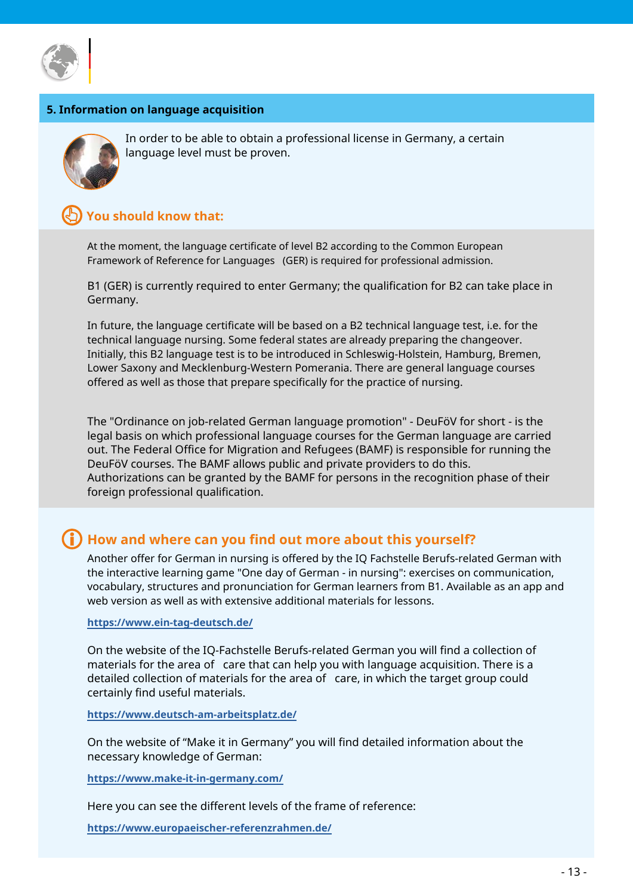## 5. Information on language acquisition

In order to be able to obtain a professional license in Germany, a certain language level must be proven.

### You should know that:

At the moment, the language certificate of level B2 according to the Common European Framework of Reference for Languages (GER) is required for professional admission.

B1 (GER) is currently required to enter Germany; the qualification for B2 can take place in Germany.

In future, the language certificate will be based on a B2 technical language test, i.e. for the technical language nursing. Some federal states are already preparing the changeover. Initially, this B2 language test is to be introduced in Schleswig-Holstein, Hamburg, Bremen, Lower Saxony and Mecklenburg-Western Pomerania. There are general language courses offered as well as those that prepare specifically for the practice of nursing.

The "Ordinance on job-related German language promotion" - DeuFöV for short - is the legal basis on which professional language courses for the German language are carried out. The Federal Office for Migration and Refugees (BAMF) is responsible for running the DeuFöV courses. The BAMF allows public and private providers to do this. Authorizations can be granted by the BAMF for persons in the recognition phase of their foreign professional qualification.

### How and where can you find out more about this yourself?

Another offer for German in nursing is offered by the IQ Fachstelle Berufs-related German with the interactive learning game "One day of German - in nursing": exercises on communication, vocabulary, structures and pronunciation for German learners from B1. Available as an app and web version as well as with extensive additional materials for lessons.

**https://www.ein-tag-deutsch.de/**

On the website of the IQ-Fachstelle Berufs-related German you will find a collection of materials for the area of care that can help you with language acquisition. There is a detailed collection of materials for the area of care, in which the target group could certainly find useful materials.

**https://www.deutsch-am-arbeitsplatz.de/**

On the website of “Make it in Germany” you will find detailed information about the necessary knowledge of German:

**https://www.make-it-in-germany.com/**

Here you can see the different levels of the frame of reference:

**https://www.europaeischer-referenzrahmen.de/**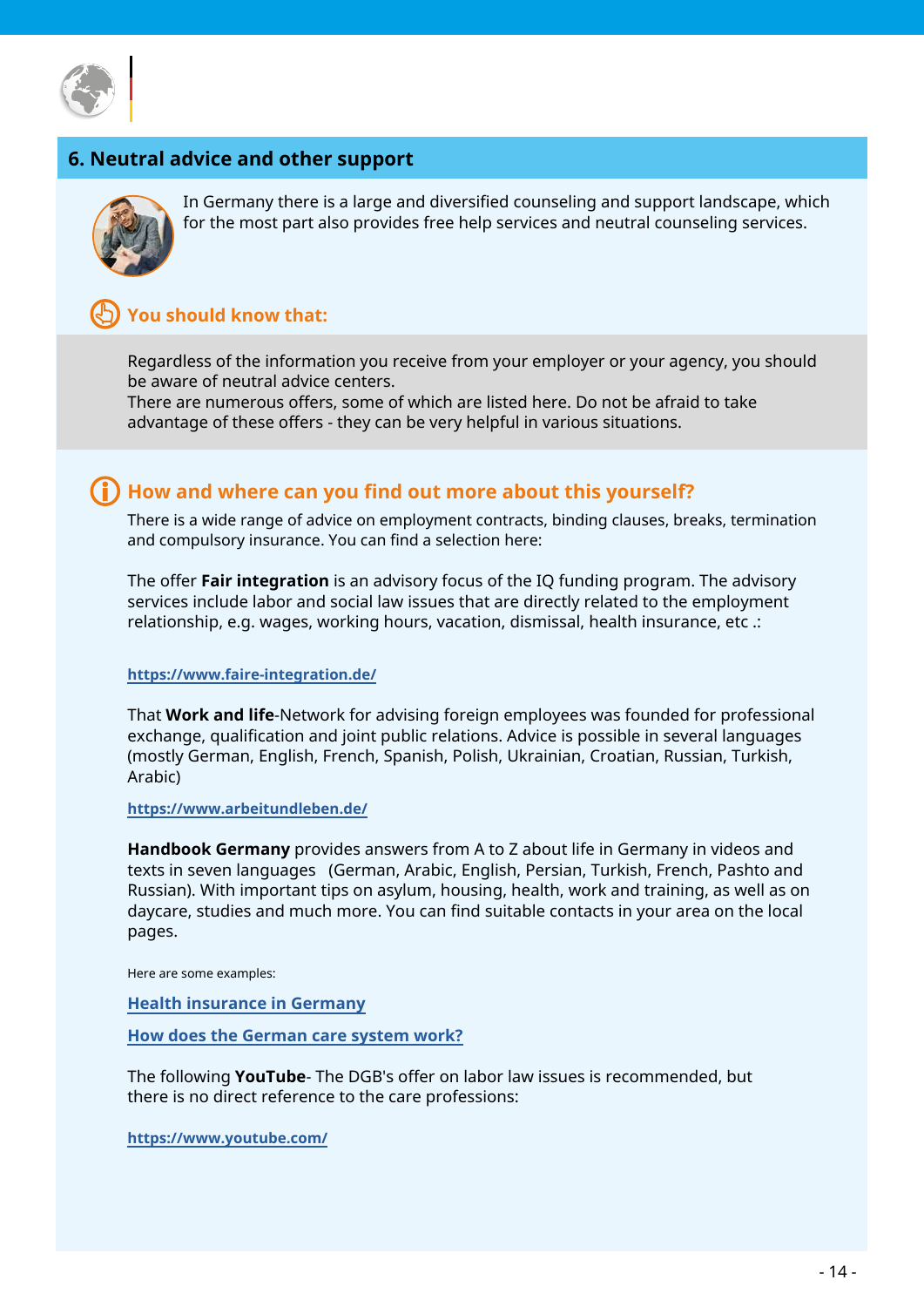## 6. Neutral advice and other support

In Germany there is a large and diversified counseling and support landscape, which for the most part also provides free help services and neutral counseling services.

### You should know that:

Regardless of the information you receive from your employer or your agency, you should be aware of neutral advice centers.
There are numerous offers, some of which are listed here. Do not be afraid to take advantage of these offers - they can be very helpful in various situations.

### How and where can you find out more about this yourself?

There is a wide range of advice on employment contracts, binding clauses, breaks, termination and compulsory insurance. You can find a selection here:

The offer **Fair integration** is an advisory focus of the IQ funding program. The advisory services include labor and social law issues that are directly related to the employment relationship, e.g. wages, working hours, vacation, dismissal, health insurance, etc .:

**https://www.faire-integration.de/**

That **Work and life**-Network for advising foreign employees was founded for professional exchange, qualification and joint public relations. Advice is possible in several languages (mostly German, English, French, Spanish, Polish, Ukrainian, Croatian, Russian, Turkish, Arabic)

**https://www.arbeitundleben.de/**

**Handbook Germany** provides answers from A to Z about life in Germany in videos and texts in seven languages (German, Arabic, English, Persian, Turkish, French, Pashto and Russian). With important tips on asylum, housing, health, work and training, as well as on daycare, studies and much more. You can find suitable contacts in your area on the local pages.

Here are some examples:

**Health insurance in Germany**

**How does the German care system work?**

The following **YouTube**- The DGB's offer on labor law issues is recommended, but there is no direct reference to the care professions:

**https://www.youtube.com/**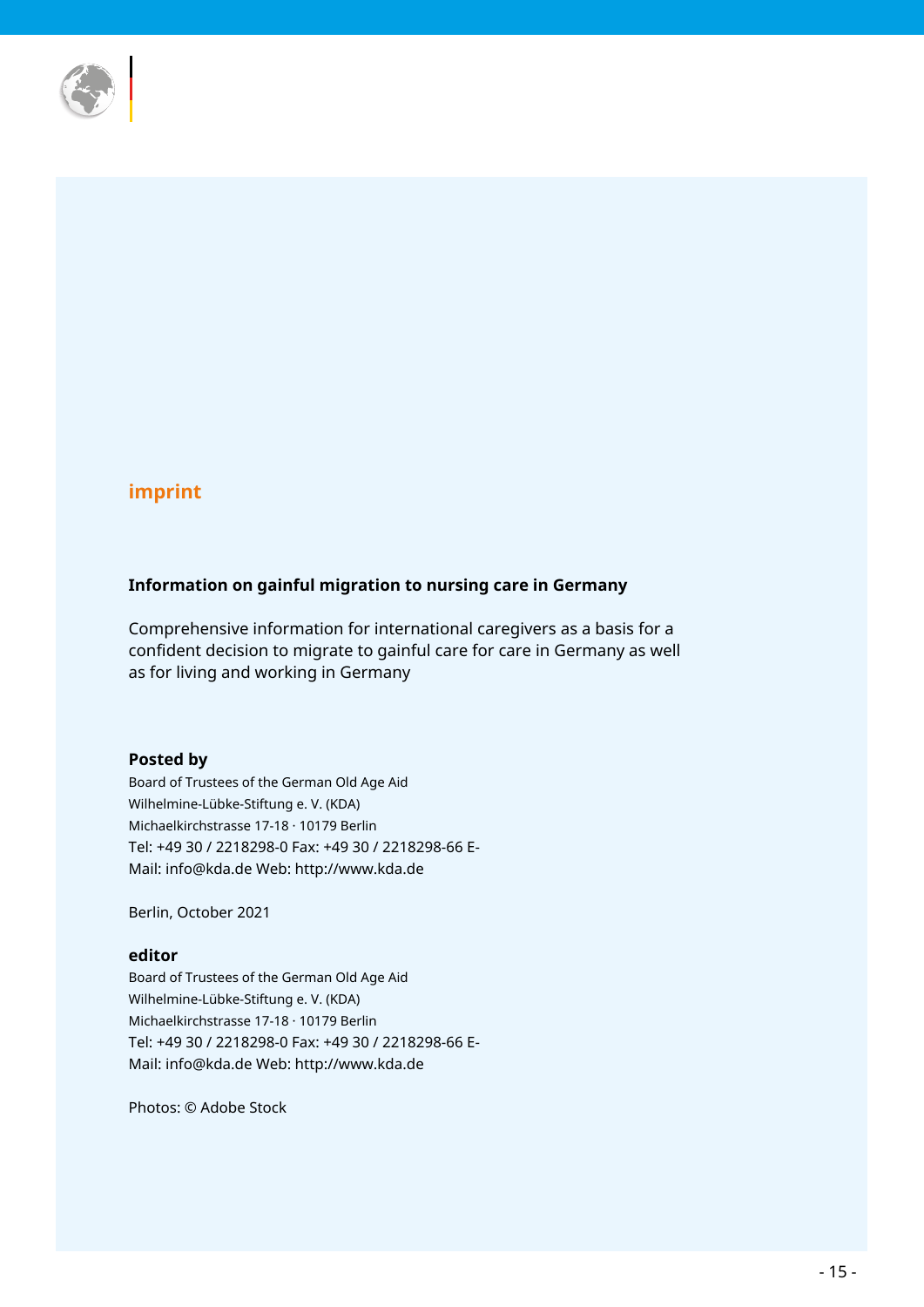## imprint

**Information on gainful migration to nursing care in Germany**

Comprehensive information for international caregivers as a basis for a confident decision to migrate to gainful care for care in Germany as well as for living and working in Germany

**Posted by**

Board of Trustees of the German Old Age Aid
Wilhelmine-Lübke-Stiftung e. V. (KDA)
Michaelkirchstrasse 17-18 · 10179 Berlin
Tel: +49 30 / 2218298-0 Fax: +49 30 / 2218298-66 E-Mail: info@kda.de Web: http://www.kda.de

Berlin, October 2021

**editor**

Board of Trustees of the German Old Age Aid
Wilhelmine-Lübke-Stiftung e. V. (KDA)
Michaelkirchstrasse 17-18 · 10179 Berlin
Tel: +49 30 / 2218298-0 Fax: +49 30 / 2218298-66 E-Mail: info@kda.de Web: http://www.kda.de

Photos: © Adobe Stock